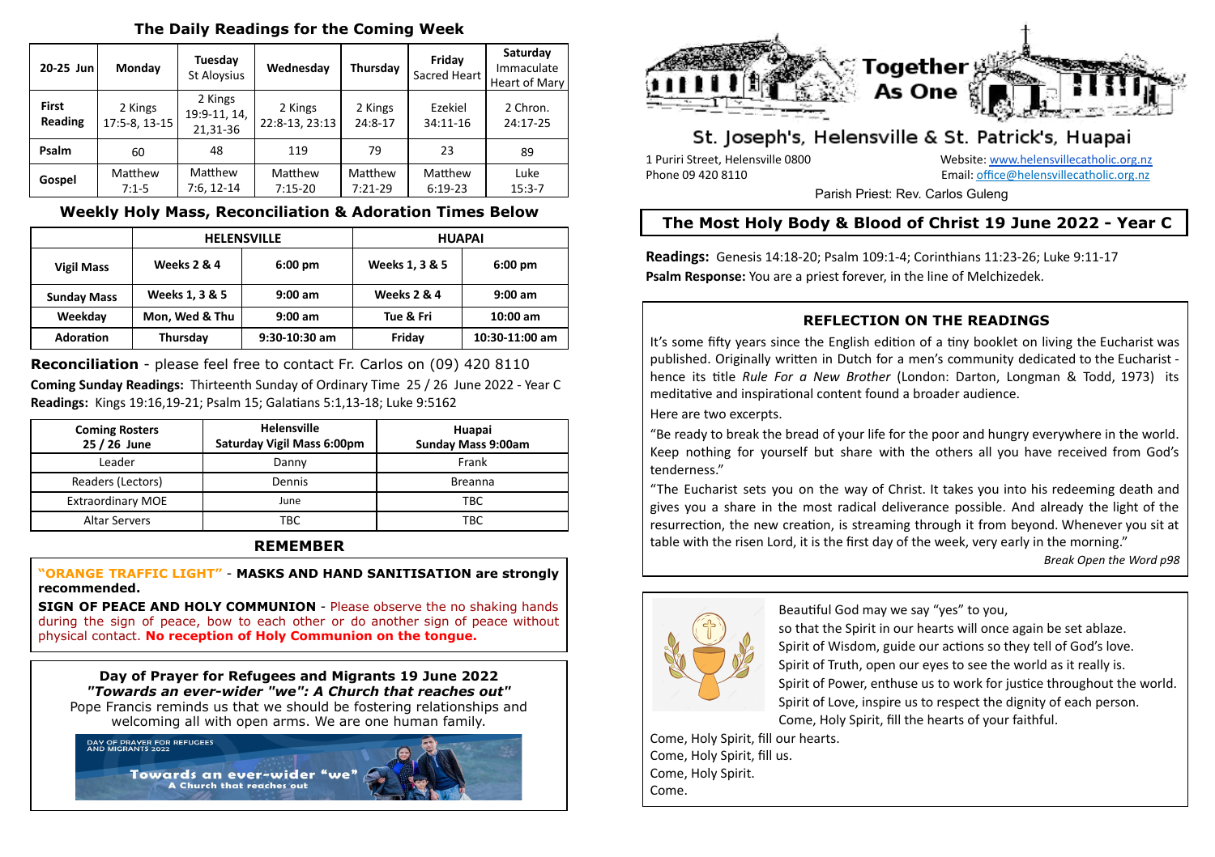## The Daily Readings for the Coming Week

| 20-25 Jun | Monday | Tuesday St Aloysius | Wednesday | Thursday | Friday Sacred Heart | Saturday Immaculate Heart of Mary |
|---|---|---|---|---|---|---|
| First Reading | 2 Kings 17:5-8, 13-15 | 2 Kings 19:9-11, 14, 21,31-36 | 2 Kings 22:8-13, 23:13 | 2 Kings 24:8-17 | Ezekiel 34:11-16 | 2 Chron. 24:17-25 |
| Psalm | 60 | 48 | 119 | 79 | 23 | 89 |
| Gospel | Matthew 7:1-5 | Matthew 7:6, 12-14 | Matthew 7:15-20 | Matthew 7:21-29 | Matthew 6:19-23 | Luke 15:3-7 |

## Weekly Holy Mass, Reconciliation & Adoration Times Below

| | HELENSVILLE | | HUAPAI | |
|---|---|---|---|---|
| Vigil Mass | Weeks 2 & 4 | 6:00 pm | Weeks 1, 3 & 5 | 6:00 pm |
| Sunday Mass | Weeks 1, 3 & 5 | 9:00 am | Weeks 2 & 4 | 9:00 am |
| Weekday | Mon, Wed & Thu | 9:00 am | Tue & Fri | 10:00 am |
| Adoration | Thursday | 9:30-10:30 am | Friday | 10:30-11:00 am |

**Reconciliation** - please feel free to contact Fr. Carlos on (09) 420 8110

**Coming Sunday Readings:** Thirteenth Sunday of Ordinary Time 25 / 26 June 2022 - Year C

**Readings:** Kings 19:16,19-21; Psalm 15; Galatians 5:1,13-18; Luke 9:5162

| Coming Rosters 25 / 26 June | Helensville Saturday Vigil Mass 6:00pm | Huapai Sunday Mass 9:00am |
|---|---|---|
| Leader | Danny | Frank |
| Readers (Lectors) | Dennis | Breanna |
| Extraordinary MOE | June | TBC |
| Altar Servers | TBC | TBC |

### REMEMBER

**"ORANGE TRAFFIC LIGHT" - MASKS AND HAND SANITISATION are strongly recommended.**

**SIGN OF PEACE AND HOLY COMMUNION** - Please observe the no shaking hands during the sign of peace, bow to each other or do another sign of peace without physical contact. **No reception of Holy Communion on the tongue.**

**Day of Prayer for Refugees and Migrants 19 June 2022**
***"Towards an ever-wider "we": A Church that reaches out"***
Pope Francis reminds us that we should be fostering relationships and welcoming all with open arms. We are one human family.

# Together As One

## St. Joseph's, Helensville & St. Patrick's, Huapai

1 Puriri Street, Helensville 0800
Phone 09 420 8110
Website: www.helensvillecatholic.org.nz
Email: office@helensvillecatholic.org.nz
Parish Priest: Rev. Carlos Guleng

## The Most Holy Body & Blood of Christ 19 June 2022 - Year C

**Readings:** Genesis 14:18-20; Psalm 109:1-4; Corinthians 11:23-26; Luke 9:11-17
**Psalm Response:** You are a priest forever, in the line of Melchizedek.

### REFLECTION ON THE READINGS

It's some fifty years since the English edition of a tiny booklet on living the Eucharist was published. Originally written in Dutch for a men's community dedicated to the Eucharist - hence its title *Rule For a New Brother* (London: Darton, Longman & Todd, 1973) its meditative and inspirational content found a broader audience.

Here are two excerpts.

"Be ready to break the bread of your life for the poor and hungry everywhere in the world. Keep nothing for yourself but share with the others all you have received from God's tenderness."

"The Eucharist sets you on the way of Christ. It takes you into his redeeming death and gives you a share in the most radical deliverance possible. And already the light of the resurrection, the new creation, is streaming through it from beyond. Whenever you sit at table with the risen Lord, it is the first day of the week, very early in the morning."

*Break Open the Word p98*

Beautiful God may we say "yes" to you,
so that the Spirit in our hearts will once again be set ablaze.
Spirit of Wisdom, guide our actions so they tell of God's love.
Spirit of Truth, open our eyes to see the world as it really is.
Spirit of Power, enthuse us to work for justice throughout the world.
Spirit of Love, inspire us to respect the dignity of each person.
Come, Holy Spirit, fill the hearts of your faithful.
Come, Holy Spirit, fill our hearts.
Come, Holy Spirit, fill us.
Come, Holy Spirit.
Come.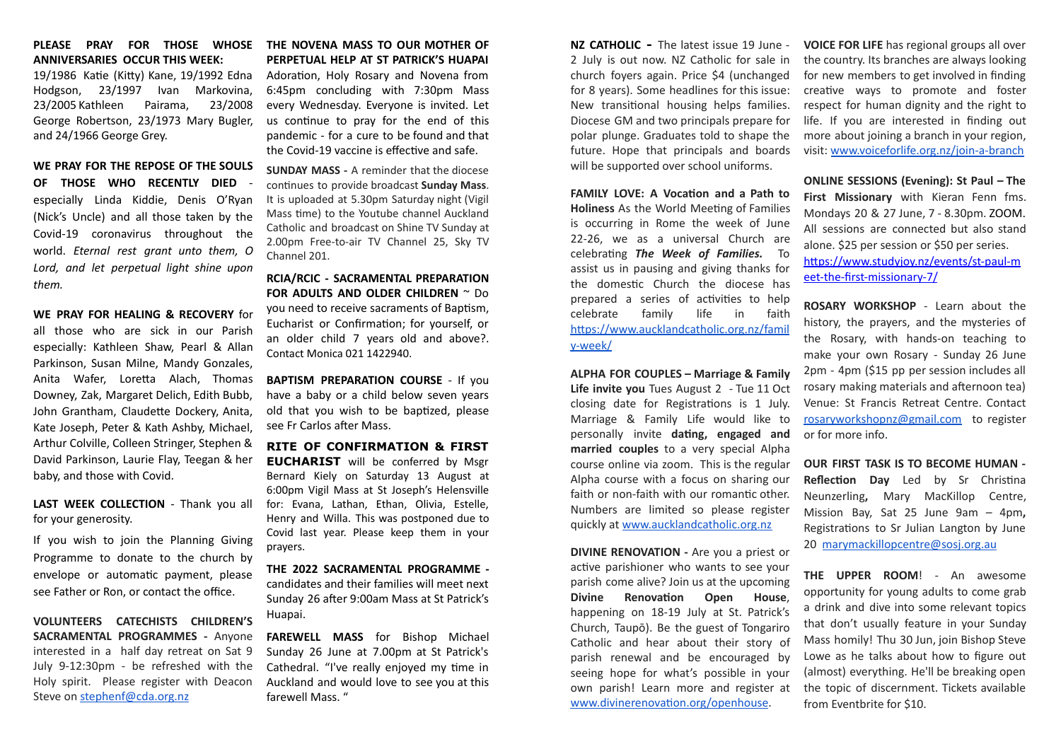**PLEASE PRAY FOR THOSE WHOSE ANNIVERSARIES OCCUR THIS WEEK:**
19/1986 Katie (Kitty) Kane, 19/1992 Edna Hodgson, 23/1997 Ivan Markovina, 23/2005 Kathleen Pairama, 23/2008 George Robertson, 23/1973 Mary Bugler, and 24/1966 George Grey.

**WE PRAY FOR THE REPOSE OF THE SOULS OF THOSE WHO RECENTLY DIED** - especially Linda Kiddie, Denis O'Ryan (Nick's Uncle) and all those taken by the Covid-19 coronavirus throughout the world. *Eternal rest grant unto them, O Lord, and let perpetual light shine upon them.*

**WE PRAY FOR HEALING & RECOVERY** for all those who are sick in our Parish especially: Kathleen Shaw, Pearl & Allan Parkinson, Susan Milne, Mandy Gonzales, Anita Wafer, Loretta Alach, Thomas Downey, Zak, Margaret Delich, Edith Bubb, John Grantham, Claudette Dockery, Anita, Kate Joseph, Peter & Kath Ashby, Michael, Arthur Colville, Colleen Stringer, Stephen & David Parkinson, Laurie Flay, Teegan & her baby, and those with Covid.

**LAST WEEK COLLECTION** - Thank you all for your generosity.

If you wish to join the Planning Giving Programme to donate to the church by envelope or automatic payment, please see Father or Ron, or contact the office.

**VOLUNTEERS CATECHISTS CHILDREN'S SACRAMENTAL PROGRAMMES -** Anyone interested in a half day retreat on Sat 9 July 9-12:30pm - be refreshed with the Holy spirit. Please register with Deacon Steve on stephenf@cda.org.nz

**THE NOVENA MASS TO OUR MOTHER OF PERPETUAL HELP AT ST PATRICK'S HUAPAI** Adoration, Holy Rosary and Novena from 6:45pm concluding with 7:30pm Mass every Wednesday. Everyone is invited. Let us continue to pray for the end of this pandemic - for a cure to be found and that the Covid-19 vaccine is effective and safe.

**SUNDAY MASS -** A reminder that the diocese continues to provide broadcast **Sunday Mass**. It is uploaded at 5.30pm Saturday night (Vigil Mass time) to the Youtube channel Auckland Catholic and broadcast on Shine TV Sunday at 2.00pm Free-to-air TV Channel 25, Sky TV Channel 201.

**RCIA/RCIC - SACRAMENTAL PREPARATION FOR ADULTS AND OLDER CHILDREN** ~ Do you need to receive sacraments of Baptism, Eucharist or Confirmation; for yourself, or an older child 7 years old and above?. Contact Monica 021 1422940.

**BAPTISM PREPARATION COURSE** - If you have a baby or a child below seven years old that you wish to be baptized, please see Fr Carlos after Mass.

**RITE OF CONFIRMATION & FIRST EUCHARIST** will be conferred by Msgr Bernard Kiely on Saturday 13 August at 6:00pm Vigil Mass at St Joseph's Helensville for: Evana, Lathan, Ethan, Olivia, Estelle, Henry and Willa. This was postponed due to Covid last year. Please keep them in your prayers.

**THE 2022 SACRAMENTAL PROGRAMME -** candidates and their families will meet next Sunday 26 after 9:00am Mass at St Patrick's Huapai.

**FAREWELL MASS** for Bishop Michael Sunday 26 June at 7.00pm at St Patrick's Cathedral. "I've really enjoyed my time in Auckland and would love to see you at this farewell Mass. "

**NZ CATHOLIC -** The latest issue 19 June - 2 July is out now. NZ Catholic for sale in church foyers again. Price $4 (unchanged for 8 years). Some headlines for this issue: New transitional housing helps families. Diocese GM and two principals prepare for polar plunge. Graduates told to shape the future. Hope that principals and boards will be supported over school uniforms.

**FAMILY LOVE: A Vocation and a Path to Holiness** As the World Meeting of Families is occurring in Rome the week of June 22-26, we as a universal Church are celebrating ***The Week of Families.*** To assist us in pausing and giving thanks for the domestic Church the diocese has prepared a series of activities to help celebrate family life in faith https://www.aucklandcatholic.org.nz/family-week/

**ALPHA FOR COUPLES – Marriage & Family Life invite you** Tues August 2 - Tue 11 Oct closing date for Registrations is 1 July. Marriage & Family Life would like to personally invite **dating, engaged and married couples** to a very special Alpha course online via zoom. This is the regular Alpha course with a focus on sharing our faith or non-faith with our romantic other. Numbers are limited so please register quickly at www.aucklandcatholic.org.nz

**DIVINE RENOVATION -** Are you a priest or active parishioner who wants to see your parish come alive? Join us at the upcoming **Divine Renovation Open House**, happening on 18-19 July at St. Patrick's Church, Taupō). Be the guest of Tongariro Catholic and hear about their story of parish renewal and be encouraged by seeing hope for what's possible in your own parish! Learn more and register at www.divinerenovation.org/openhouse.

**VOICE FOR LIFE** has regional groups all over the country. Its branches are always looking for new members to get involved in finding creative ways to promote and foster respect for human dignity and the right to life. If you are interested in finding out more about joining a branch in your region, visit: www.voiceforlife.org.nz/join-a-branch

**ONLINE SESSIONS (Evening): St Paul – The First Missionary** with Kieran Fenn fms. Mondays 20 & 27 June, 7 - 8.30pm. ZOOM. All sessions are connected but also stand alone. $25 per session or $50 per series. https://www.studyjoy.nz/events/st-paul-meet-the-first-missionary-7/

**ROSARY WORKSHOP** - Learn about the history, the prayers, and the mysteries of the Rosary, with hands-on teaching to make your own Rosary - Sunday 26 June 2pm - 4pm ($15 pp per session includes all rosary making materials and afternoon tea) Venue: St Francis Retreat Centre. Contact rosaryworkshopnz@gmail.com to register or for more info.

**OUR FIRST TASK IS TO BECOME HUMAN - Reflection Day** Led by Sr Christina Neunzerling**,** Mary MacKillop Centre, Mission Bay, Sat 25 June 9am – 4pm**,** Registrations to Sr Julian Langton by June 20 marymackillopcentre@sosj.org.au

**THE UPPER ROOM**! - An awesome opportunity for young adults to come grab a drink and dive into some relevant topics that don't usually feature in your Sunday Mass homily! Thu 30 Jun, join Bishop Steve Lowe as he talks about how to figure out (almost) everything. He'll be breaking open the topic of discernment. Tickets available from Eventbrite for $10.